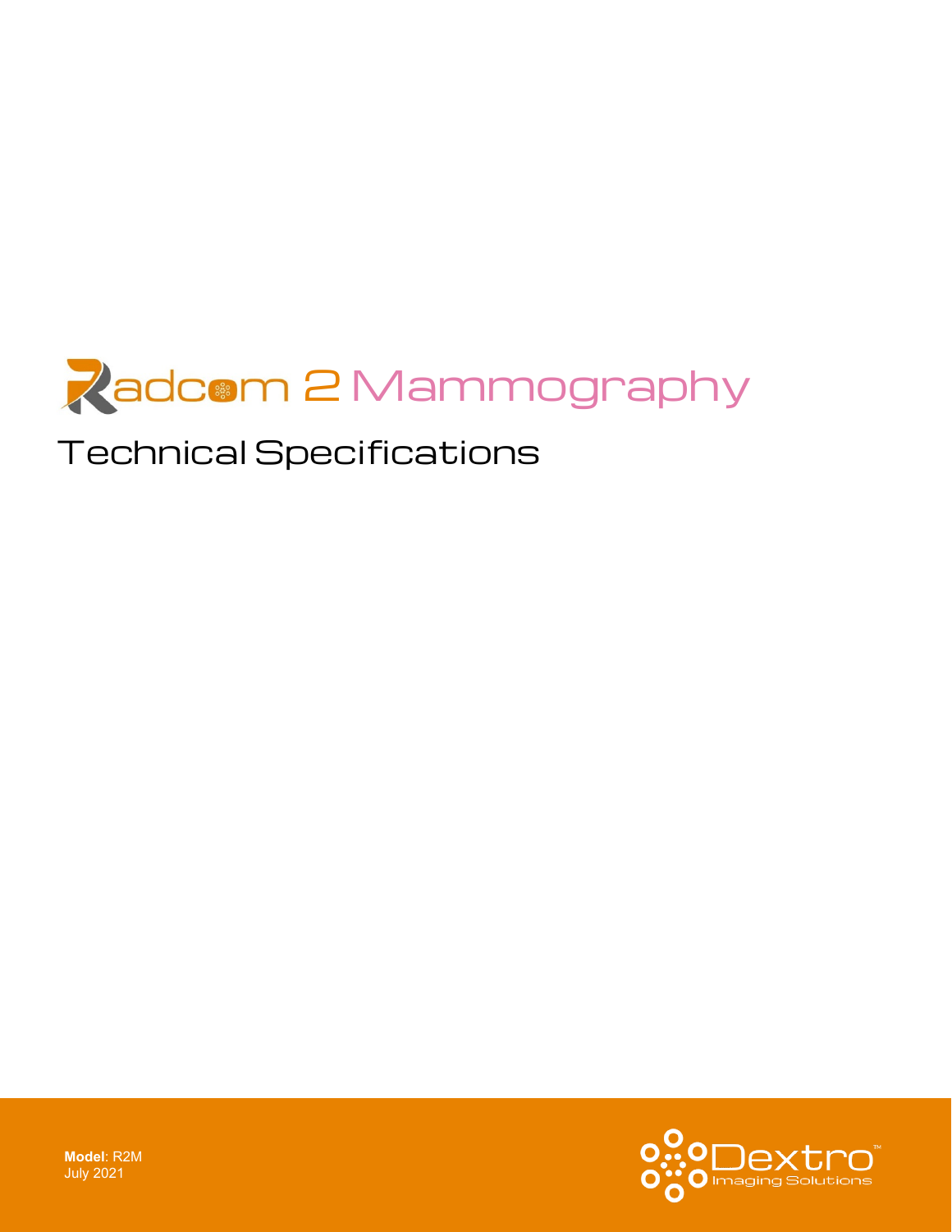# Radcom 2 Mammography

## Technical Specifications

**Model**: R2M
July 2021

Dextro™
Imaging Solutions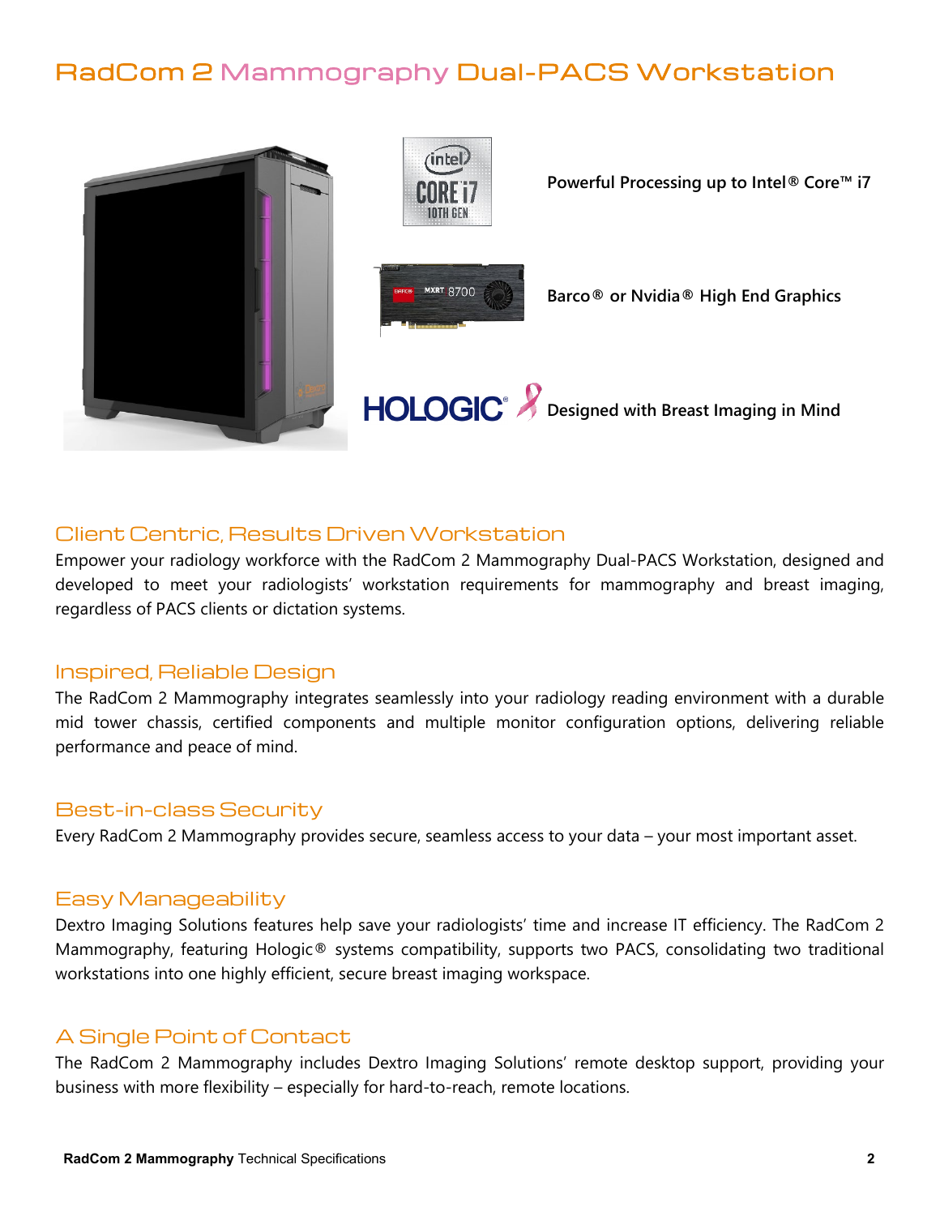# RadCom 2 Mammography Dual-PACS Workstation

**Powerful Processing up to Intel® Core™ i7**

**Barco® or Nvidia® High End Graphics**

**Designed with Breast Imaging in Mind**

## Client Centric, Results Driven Workstation

Empower your radiology workforce with the RadCom 2 Mammography Dual-PACS Workstation, designed and developed to meet your radiologists' workstation requirements for mammography and breast imaging, regardless of PACS clients or dictation systems.

## Inspired, Reliable Design

The RadCom 2 Mammography integrates seamlessly into your radiology reading environment with a durable mid tower chassis, certified components and multiple monitor configuration options, delivering reliable performance and peace of mind.

## Best-in-class Security

Every RadCom 2 Mammography provides secure, seamless access to your data – your most important asset.

## Easy Manageability

Dextro Imaging Solutions features help save your radiologists' time and increase IT efficiency. The RadCom 2 Mammography, featuring Hologic® systems compatibility, supports two PACS, consolidating two traditional workstations into one highly efficient, secure breast imaging workspace.

## A Single Point of Contact

The RadCom 2 Mammography includes Dextro Imaging Solutions' remote desktop support, providing your business with more flexibility – especially for hard-to-reach, remote locations.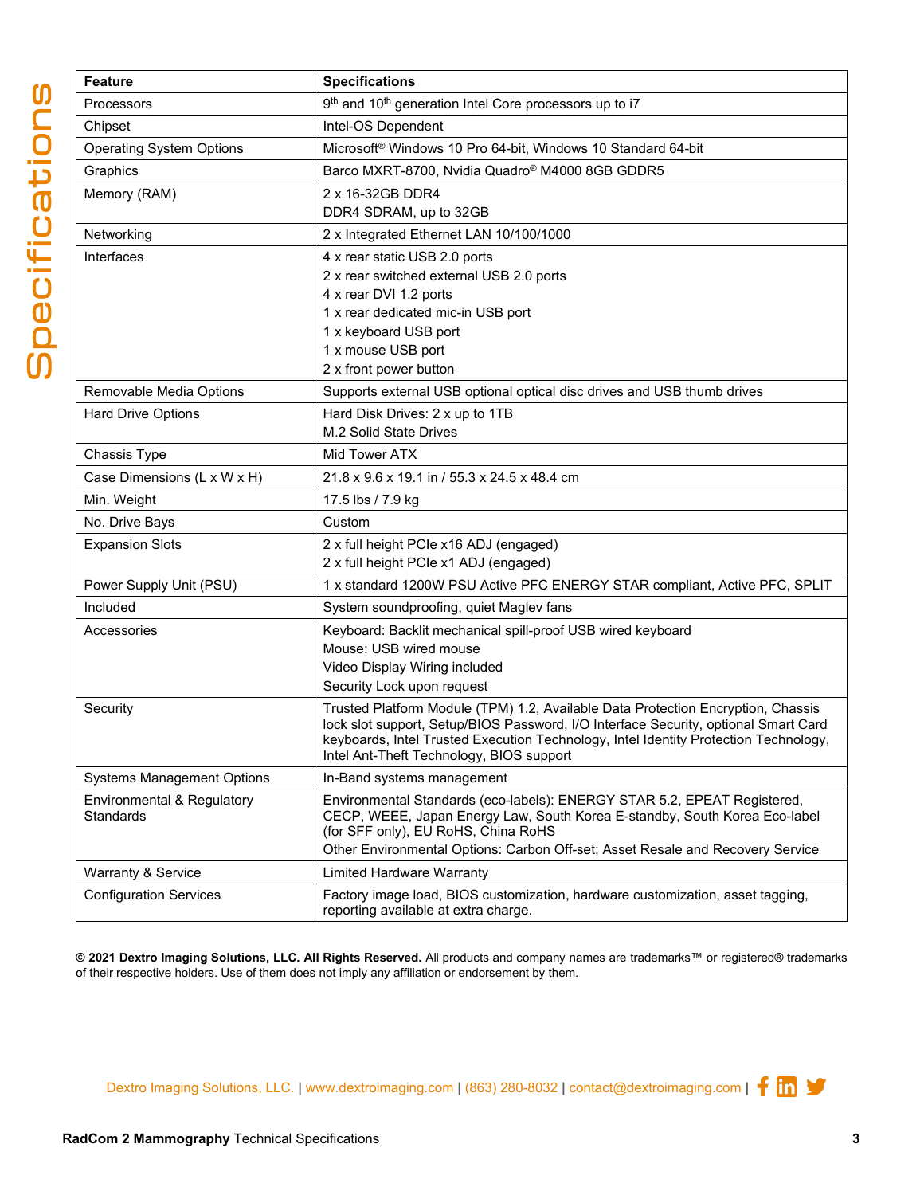# Specifications

| Feature | Specifications |
|---|---|
| Processors | 9th and 10th generation Intel Core processors up to i7 |
| Chipset | Intel-OS Dependent |
| Operating System Options | Microsoft® Windows 10 Pro 64-bit, Windows 10 Standard 64-bit |
| Graphics | Barco MXRT-8700, Nvidia Quadro® M4000 8GB GDDR5 |
| Memory (RAM) | 2 x 16-32GB DDR4<br>DDR4 SDRAM, up to 32GB |
| Networking | 2 x Integrated Ethernet LAN 10/100/1000 |
| Interfaces | 4 x rear static USB 2.0 ports<br>2 x rear switched external USB 2.0 ports<br>4 x rear DVI 1.2 ports<br>1 x rear dedicated mic-in USB port<br>1 x keyboard USB port<br>1 x mouse USB port<br>2 x front power button |
| Removable Media Options | Supports external USB optional optical disc drives and USB thumb drives |
| Hard Drive Options | Hard Disk Drives: 2 x up to 1TB<br>M.2 Solid State Drives |
| Chassis Type | Mid Tower ATX |
| Case Dimensions (L x W x H) | 21.8 x 9.6 x 19.1 in / 55.3 x 24.5 x 48.4 cm |
| Min. Weight | 17.5 lbs / 7.9 kg |
| No. Drive Bays | Custom |
| Expansion Slots | 2 x full height PCIe x16 ADJ (engaged)<br>2 x full height PCIe x1 ADJ (engaged) |
| Power Supply Unit (PSU) | 1 x standard 1200W PSU Active PFC ENERGY STAR compliant, Active PFC, SPLIT |
| Included | System soundproofing, quiet Maglev fans |
| Accessories | Keyboard: Backlit mechanical spill-proof USB wired keyboard<br>Mouse: USB wired mouse<br>Video Display Wiring included<br>Security Lock upon request |
| Security | Trusted Platform Module (TPM) 1.2, Available Data Protection Encryption, Chassis lock slot support, Setup/BIOS Password, I/O Interface Security, optional Smart Card keyboards, Intel Trusted Execution Technology, Intel Identity Protection Technology, Intel Ant-Theft Technology, BIOS support |
| Systems Management Options | In-Band systems management |
| Environmental & Regulatory Standards | Environmental Standards (eco-labels): ENERGY STAR 5.2, EPEAT Registered, CECP, WEEE, Japan Energy Law, South Korea E-standby, South Korea Eco-label (for SFF only), EU RoHS, China RoHS<br>Other Environmental Options: Carbon Off-set; Asset Resale and Recovery Service |
| Warranty & Service | Limited Hardware Warranty |
| Configuration Services | Factory image load, BIOS customization, hardware customization, asset tagging, reporting available at extra charge. |

**© 2021 Dextro Imaging Solutions, LLC. All Rights Reserved.** All products and company names are trademarks™ or registered® trademarks of their respective holders. Use of them does not imply any affiliation or endorsement by them.

Dextro Imaging Solutions, LLC. | www.dextroimaging.com | (863) 280-8032 | contact@dextroimaging.com |